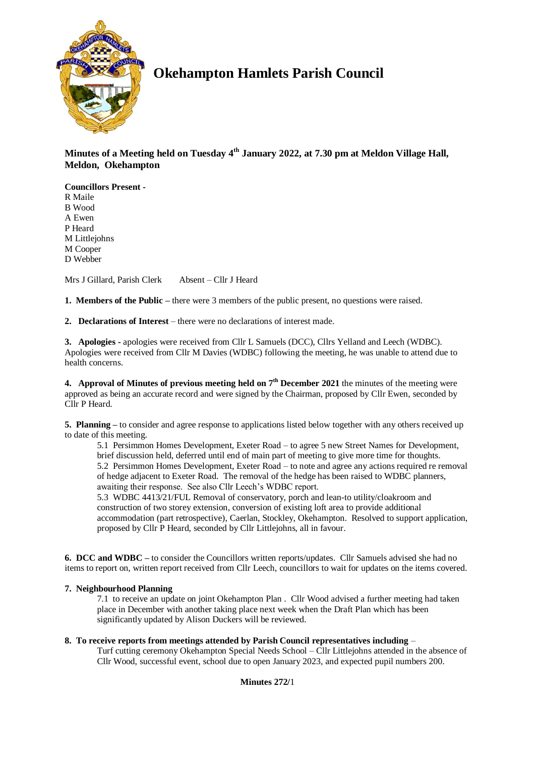# Okehampton Hamlets Parish Council

**Minutes of a Meeting held on Tuesday 4th January 2022, at 7.30 pm at Meldon Village Hall, Meldon, Okehampton**

**Councillors Present -**
R Maile
B Wood
A Ewen
P Heard
M Littlejohns
M Cooper
D Webber

Mrs J Gillard, Parish Clerk    Absent – Cllr J Heard

**1. Members of the Public –** there were 3 members of the public present, no questions were raised.

**2. Declarations of Interest** – there were no declarations of interest made.

**3. Apologies -** apologies were received from Cllr L Samuels (DCC), Cllrs Yelland and Leech (WDBC). Apologies were received from Cllr M Davies (WDBC) following the meeting, he was unable to attend due to health concerns.

**4. Approval of Minutes of previous meeting held on 7th December 2021** the minutes of the meeting were approved as being an accurate record and were signed by the Chairman, proposed by Cllr Ewen, seconded by Cllr P Heard.

**5. Planning –** to consider and agree response to applications listed below together with any others received up to date of this meeting.

5.1 Persimmon Homes Development, Exeter Road – to agree 5 new Street Names for Development, brief discussion held, deferred until end of main part of meeting to give more time for thoughts.

5.2 Persimmon Homes Development, Exeter Road – to note and agree any actions required re removal of hedge adjacent to Exeter Road. The removal of the hedge has been raised to WDBC planners, awaiting their response. See also Cllr Leech's WDBC report.

5.3 WDBC 4413/21/FUL Removal of conservatory, porch and lean-to utility/cloakroom and construction of two storey extension, conversion of existing loft area to provide additional accommodation (part retrospective), Caerlan, Stockley, Okehampton. Resolved to support application, proposed by Cllr P Heard, seconded by Cllr Littlejohns, all in favour.

**6. DCC and WDBC –** to consider the Councillors written reports/updates. Cllr Samuels advised she had no items to report on, written report received from Cllr Leech, councillors to wait for updates on the items covered.

**7. Neighbourhood Planning**

7.1 to receive an update on joint Okehampton Plan . Cllr Wood advised a further meeting had taken place in December with another taking place next week when the Draft Plan which has been significantly updated by Alison Duckers will be reviewed.

**8. To receive reports from meetings attended by Parish Council representatives including** –

Turf cutting ceremony Okehampton Special Needs School – Cllr Littlejohns attended in the absence of Cllr Wood, successful event, school due to open January 2023, and expected pupil numbers 200.

**Minutes 272/1**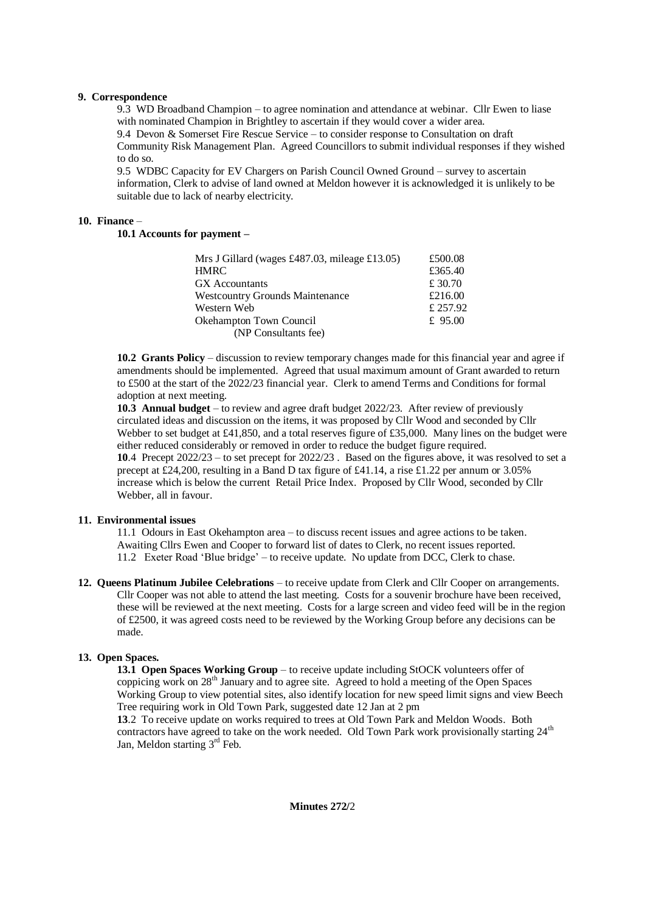**9. Correspondence**

9.3 WD Broadband Champion – to agree nomination and attendance at webinar. Cllr Ewen to liase with nominated Champion in Brightley to ascertain if they would cover a wider area.
9.4 Devon & Somerset Fire Rescue Service – to consider response to Consultation on draft Community Risk Management Plan. Agreed Councillors to submit individual responses if they wished to do so.
9.5 WDBC Capacity for EV Chargers on Parish Council Owned Ground – survey to ascertain information, Clerk to advise of land owned at Meldon however it is acknowledged it is unlikely to be suitable due to lack of nearby electricity.

**10. Finance** –

**10.1 Accounts for payment –**

| | |
|---|---|
| Mrs J Gillard (wages £487.03, mileage £13.05) | £500.08 |
| HMRC | £365.40 |
| GX Accountants | £ 30.70 |
| Westcountry Grounds Maintenance | £216.00 |
| Western Web | £ 257.92 |
| Okehampton Town Council (NP Consultants fee) | £ 95.00 |

**10.2 Grants Policy** – discussion to review temporary changes made for this financial year and agree if amendments should be implemented. Agreed that usual maximum amount of Grant awarded to return to £500 at the start of the 2022/23 financial year. Clerk to amend Terms and Conditions for formal adoption at next meeting.
**10.3 Annual budget** – to review and agree draft budget 2022/23. After review of previously circulated ideas and discussion on the items, it was proposed by Cllr Wood and seconded by Cllr Webber to set budget at £41,850, and a total reserves figure of £35,000. Many lines on the budget were either reduced considerably or removed in order to reduce the budget figure required.
**10**.4 Precept 2022/23 – to set precept for 2022/23 . Based on the figures above, it was resolved to set a precept at £24,200, resulting in a Band D tax figure of £41.14, a rise £1.22 per annum or 3.05% increase which is below the current Retail Price Index. Proposed by Cllr Wood, seconded by Cllr Webber, all in favour.

**11. Environmental issues**

11.1 Odours in East Okehampton area – to discuss recent issues and agree actions to be taken. Awaiting Cllrs Ewen and Cooper to forward list of dates to Clerk, no recent issues reported.
11.2 Exeter Road 'Blue bridge' – to receive update. No update from DCC, Clerk to chase.

**12. Queens Platinum Jubilee Celebrations** – to receive update from Clerk and Cllr Cooper on arrangements. Cllr Cooper was not able to attend the last meeting. Costs for a souvenir brochure have been received, these will be reviewed at the next meeting. Costs for a large screen and video feed will be in the region of £2500, it was agreed costs need to be reviewed by the Working Group before any decisions can be made.

**13. Open Spaces.**

**13.1 Open Spaces Working Group** – to receive update including StOCK volunteers offer of coppicing work on 28th January and to agree site. Agreed to hold a meeting of the Open Spaces Working Group to view potential sites, also identify location for new speed limit signs and view Beech Tree requiring work in Old Town Park, suggested date 12 Jan at 2 pm
**13**.2 To receive update on works required to trees at Old Town Park and Meldon Woods. Both contractors have agreed to take on the work needed. Old Town Park work provisionally starting 24th Jan, Meldon starting 3rd Feb.

**Minutes 272/**2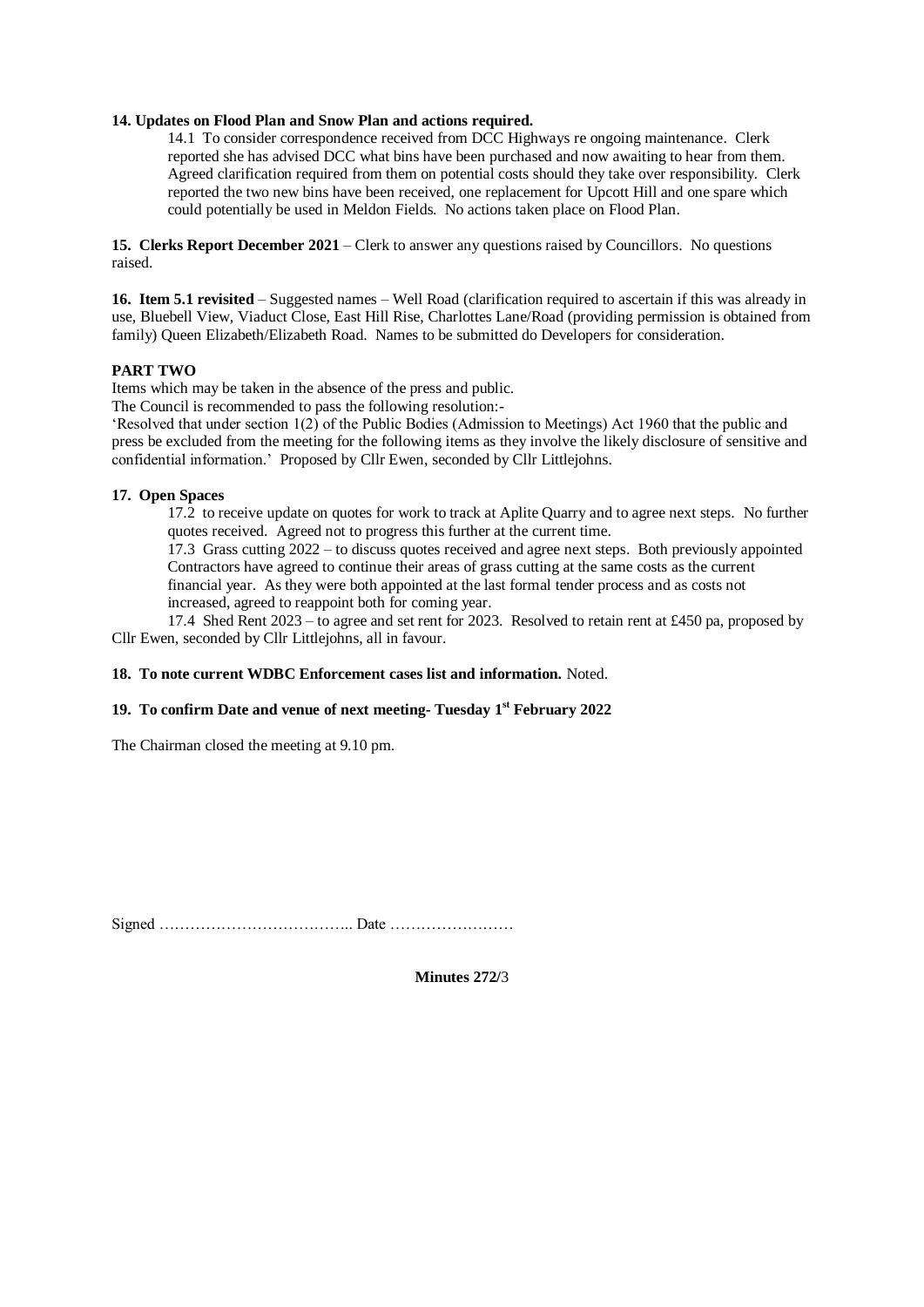**14. Updates on Flood Plan and Snow Plan and actions required.**

14.1 To consider correspondence received from DCC Highways re ongoing maintenance. Clerk reported she has advised DCC what bins have been purchased and now awaiting to hear from them. Agreed clarification required from them on potential costs should they take over responsibility. Clerk reported the two new bins have been received, one replacement for Upcott Hill and one spare which could potentially be used in Meldon Fields. No actions taken place on Flood Plan.

**15. Clerks Report December 2021** – Clerk to answer any questions raised by Councillors. No questions raised.

**16. Item 5.1 revisited** – Suggested names – Well Road (clarification required to ascertain if this was already in use, Bluebell View, Viaduct Close, East Hill Rise, Charlottes Lane/Road (providing permission is obtained from family) Queen Elizabeth/Elizabeth Road. Names to be submitted do Developers for consideration.

**PART TWO**

Items which may be taken in the absence of the press and public.

The Council is recommended to pass the following resolution:-

'Resolved that under section 1(2) of the Public Bodies (Admission to Meetings) Act 1960 that the public and press be excluded from the meeting for the following items as they involve the likely disclosure of sensitive and confidential information.' Proposed by Cllr Ewen, seconded by Cllr Littlejohns.

**17. Open Spaces**

17.2 to receive update on quotes for work to track at Aplite Quarry and to agree next steps. No further quotes received. Agreed not to progress this further at the current time.

17.3 Grass cutting 2022 – to discuss quotes received and agree next steps. Both previously appointed Contractors have agreed to continue their areas of grass cutting at the same costs as the current financial year. As they were both appointed at the last formal tender process and as costs not increased, agreed to reappoint both for coming year.

17.4 Shed Rent 2023 – to agree and set rent for 2023. Resolved to retain rent at £450 pa, proposed by Cllr Ewen, seconded by Cllr Littlejohns, all in favour.

**18. To note current WDBC Enforcement cases list and information.** Noted.

**19. To confirm Date and venue of next meeting- Tuesday 1st February 2022**

The Chairman closed the meeting at 9.10 pm.

Signed ……………………………….. Date ……………………

**Minutes 272/**3